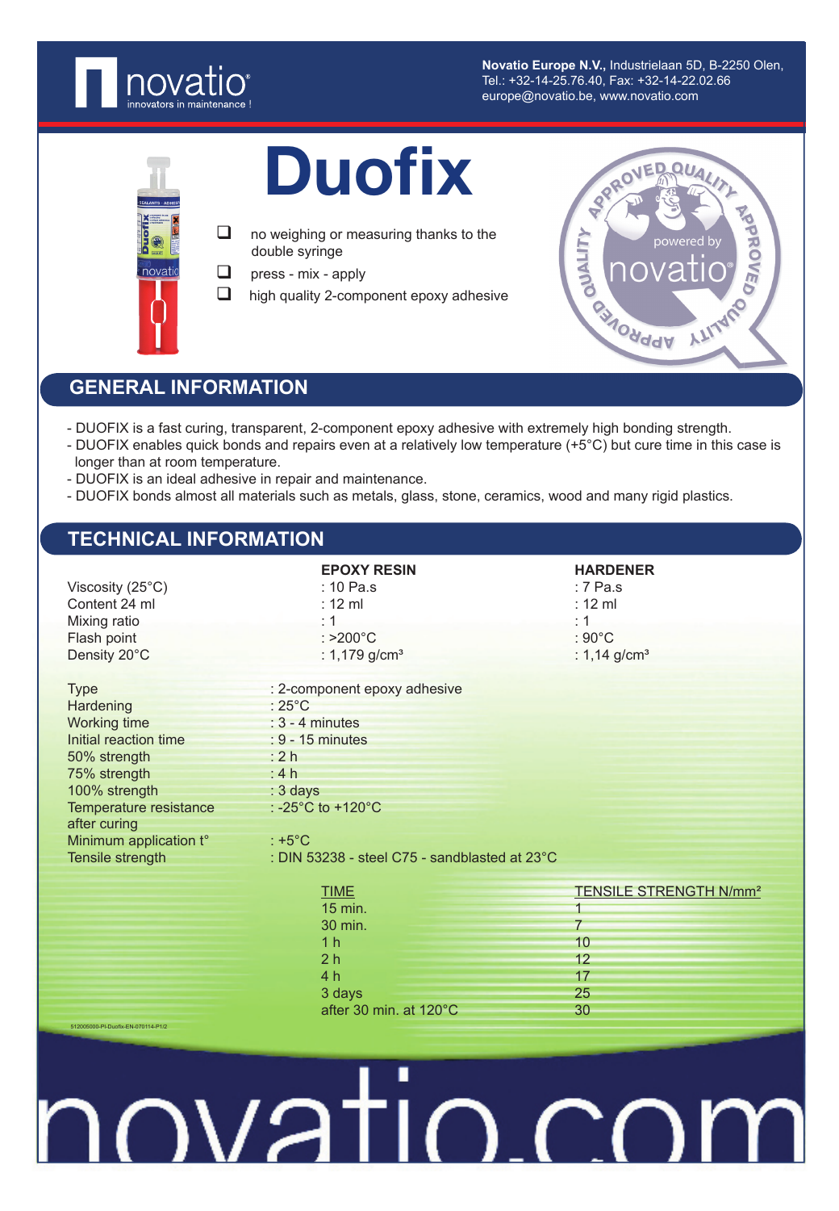**Novatio Europe N.V.**, Industrielaan 5D, B-2250 Olen,
Tel.: +32-14-25.76.40, Fax: +32-14-22.02.66
europe@novatio.be, www.novatio.com

# Duofix

- no weighing or measuring thanks to the double syringe
- press - mix - apply
- high quality 2-component epoxy adhesive

## GENERAL INFORMATION

- DUOFIX is a fast curing, transparent, 2-component epoxy adhesive with extremely high bonding strength.
- DUOFIX enables quick bonds and repairs even at a relatively low temperature (+5°C) but cure time in this case is longer than at room temperature.
- DUOFIX is an ideal adhesive in repair and maintenance.
- DUOFIX bonds almost all materials such as metals, glass, stone, ceramics, wood and many rigid plastics.

## TECHNICAL INFORMATION

| | **EPOXY RESIN** | **HARDENER** |
|---|---|---|
| Viscosity (25°C) | : 10 Pa.s | : 7 Pa.s |
| Content 24 ml | : 12 ml | : 12 ml |
| Mixing ratio | : 1 | : 1 |
| Flash point | : >200°C | : 90°C |
| Density 20°C | : 1,179 g/cm³ | : 1,14 g/cm³ |

| | |
|---|---|
| Type | : 2-component epoxy adhesive |
| Hardening | : 25°C |
| Working time | : 3 - 4 minutes |
| Initial reaction time | : 9 - 15 minutes |
| 50% strength | : 2 h |
| 75% strength | : 4 h |
| 100% strength | : 3 days |
| Temperature resistance after curing | : -25°C to +120°C |
| Minimum application t° | : +5°C |
| Tensile strength | : DIN 53238 - steel C75 - sandblasted at 23°C |

| TIME | TENSILE STRENGTH N/mm² |
|---|---|
| 15 min. | 1 |
| 30 min. | 7 |
| 1 h | 10 |
| 2 h | 12 |
| 4 h | 17 |
| 3 days | 25 |
| after 30 min. at 120°C | 30 |

512005000-PI-Duofix-EN-070114-P1/2

novatio.com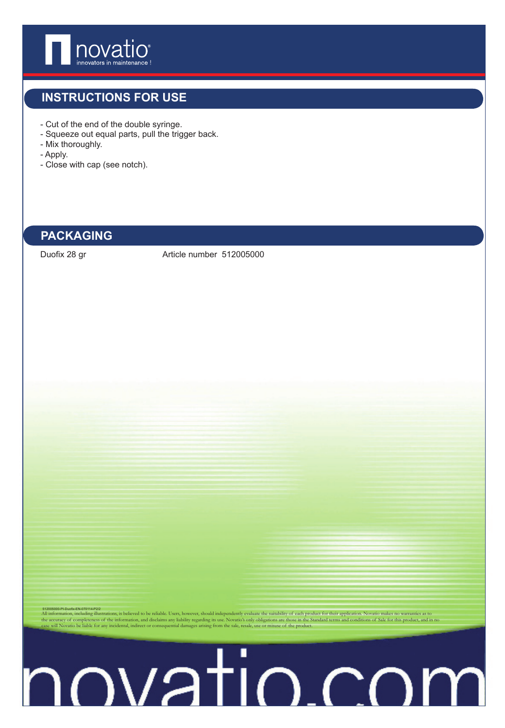## INSTRUCTIONS FOR USE

- Cut of the end of the double syringe.
- Squeeze out equal parts, pull the trigger back.
- Mix thoroughly.
- Apply.
- Close with cap (see notch).

## PACKAGING

Duofix 28 gr Article number 512005000

512005000-PI-Duofix-EN-070114-P2/2

All information, including illustrations, is believed to be reliable. Users, however, should independently evaluate the suitability of each product for their application. Novatio makes no warranties as to the accuracy of completeness of the information, and disclaims any liability regarding its use. Novatio's only obligations are those in the Standard terms and conditions of Sale for this product, and in no case will Novatio be liable for any incidental, indirect or consequential damages arising from the sale, resale, use or misuse of the product.

novatio.com